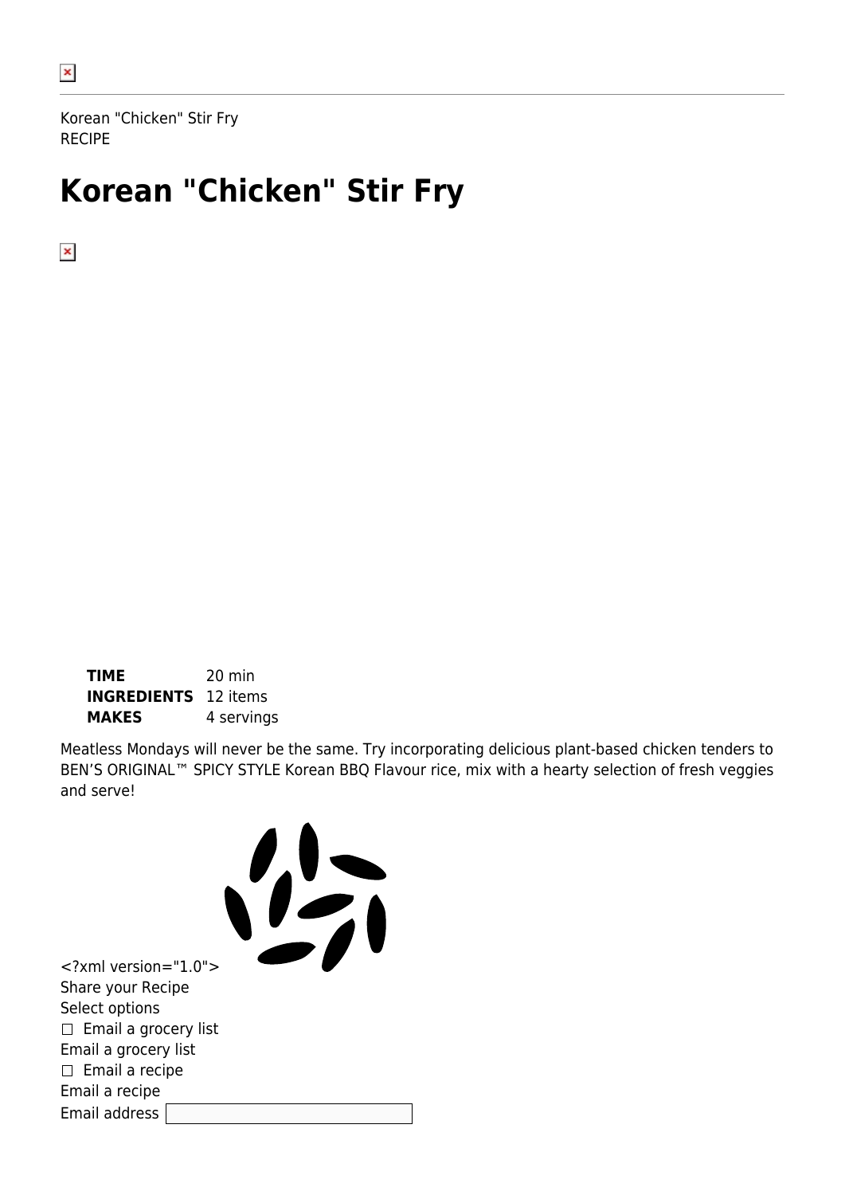Korean "Chicken" Stir Fry
RECIPE

# Korean "Chicken" Stir Fry

| | |
|---|---|
| **TIME** | 20 min |
| **INGREDIENTS** | 12 items |
| **MAKES** | 4 servings |

Meatless Mondays will never be the same. Try incorporating delicious plant-based chicken tenders to BEN'S ORIGINAL™ SPICY STYLE Korean BBQ Flavour rice, mix with a hearty selection of fresh veggies and serve!

<?xml version="1.0">
Share your Recipe
Select options
☐ Email a grocery list
Email a grocery list
☐ Email a recipe
Email a recipe
Email address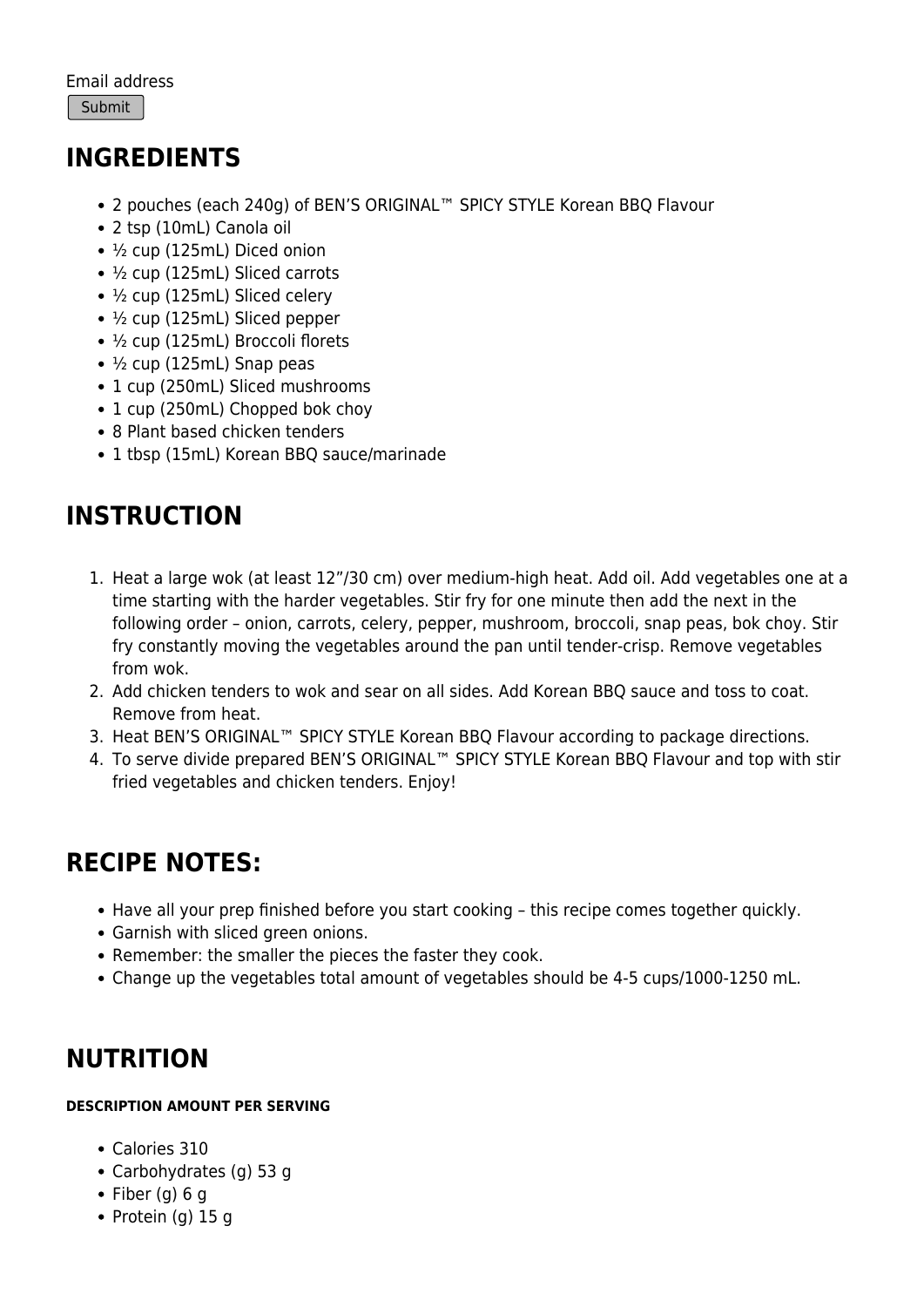Email address

Submit

## INGREDIENTS

- 2 pouches (each 240g) of BEN'S ORIGINAL™ SPICY STYLE Korean BBQ Flavour
- 2 tsp (10mL) Canola oil
- ½ cup (125mL) Diced onion
- ½ cup (125mL) Sliced carrots
- ½ cup (125mL) Sliced celery
- ½ cup (125mL) Sliced pepper
- ½ cup (125mL) Broccoli florets
- ½ cup (125mL) Snap peas
- 1 cup (250mL) Sliced mushrooms
- 1 cup (250mL) Chopped bok choy
- 8 Plant based chicken tenders
- 1 tbsp (15mL) Korean BBQ sauce/marinade

## INSTRUCTION

1. Heat a large wok (at least 12"/30 cm) over medium-high heat. Add oil. Add vegetables one at a time starting with the harder vegetables. Stir fry for one minute then add the next in the following order – onion, carrots, celery, pepper, mushroom, broccoli, snap peas, bok choy. Stir fry constantly moving the vegetables around the pan until tender-crisp. Remove vegetables from wok.
2. Add chicken tenders to wok and sear on all sides. Add Korean BBQ sauce and toss to coat. Remove from heat.
3. Heat BEN'S ORIGINAL™ SPICY STYLE Korean BBQ Flavour according to package directions.
4. To serve divide prepared BEN'S ORIGINAL™ SPICY STYLE Korean BBQ Flavour and top with stir fried vegetables and chicken tenders. Enjoy!

## RECIPE NOTES:

- Have all your prep finished before you start cooking – this recipe comes together quickly.
- Garnish with sliced green onions.
- Remember: the smaller the pieces the faster they cook.
- Change up the vegetables total amount of vegetables should be 4-5 cups/1000-1250 mL.

## NUTRITION

##### DESCRIPTION AMOUNT PER SERVING

- Calories 310
- Carbohydrates (g) 53 g
- Fiber (g) 6 g
- Protein (g) 15 g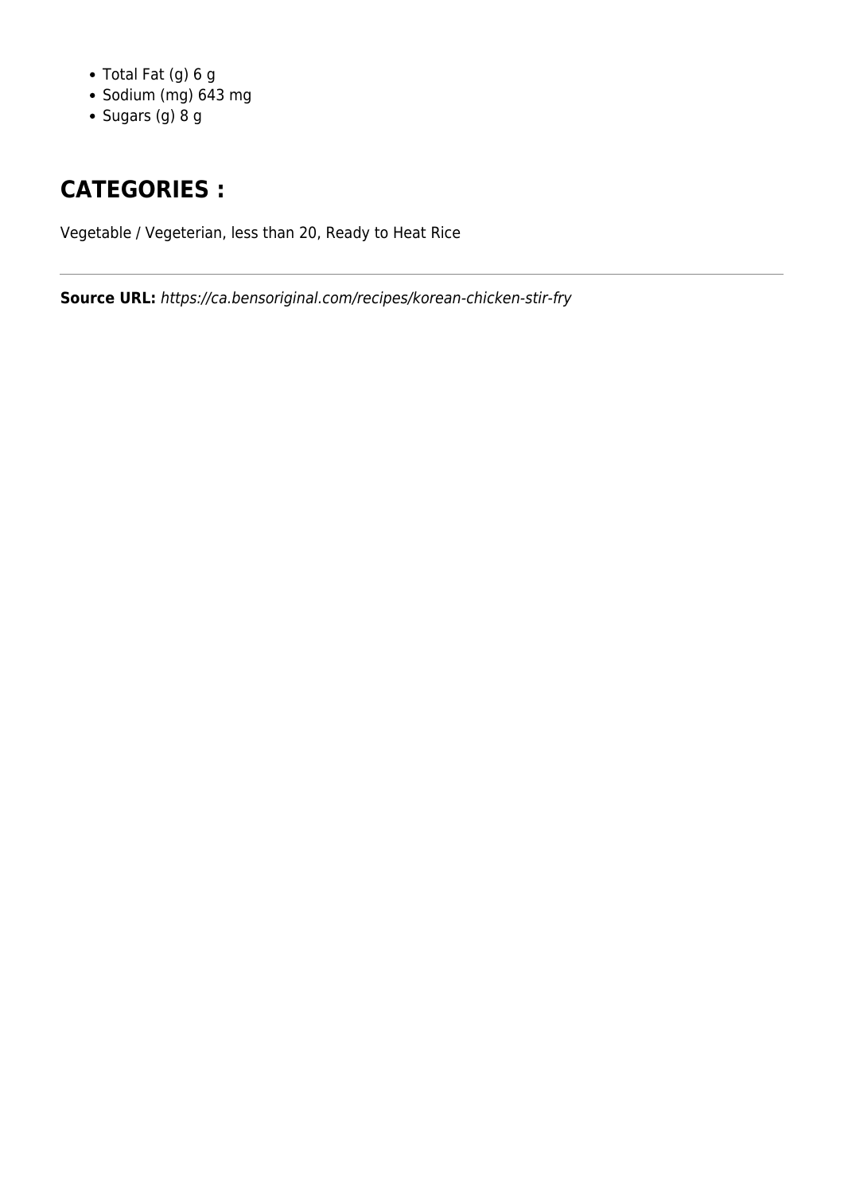- Total Fat (g) 6 g
- Sodium (mg) 643 mg
- Sugars (g) 8 g

## CATEGORIES :

Vegetable / Vegeterian, less than 20, Ready to Heat Rice

---

**Source URL:** *https://ca.bensoriginal.com/recipes/korean-chicken-stir-fry*